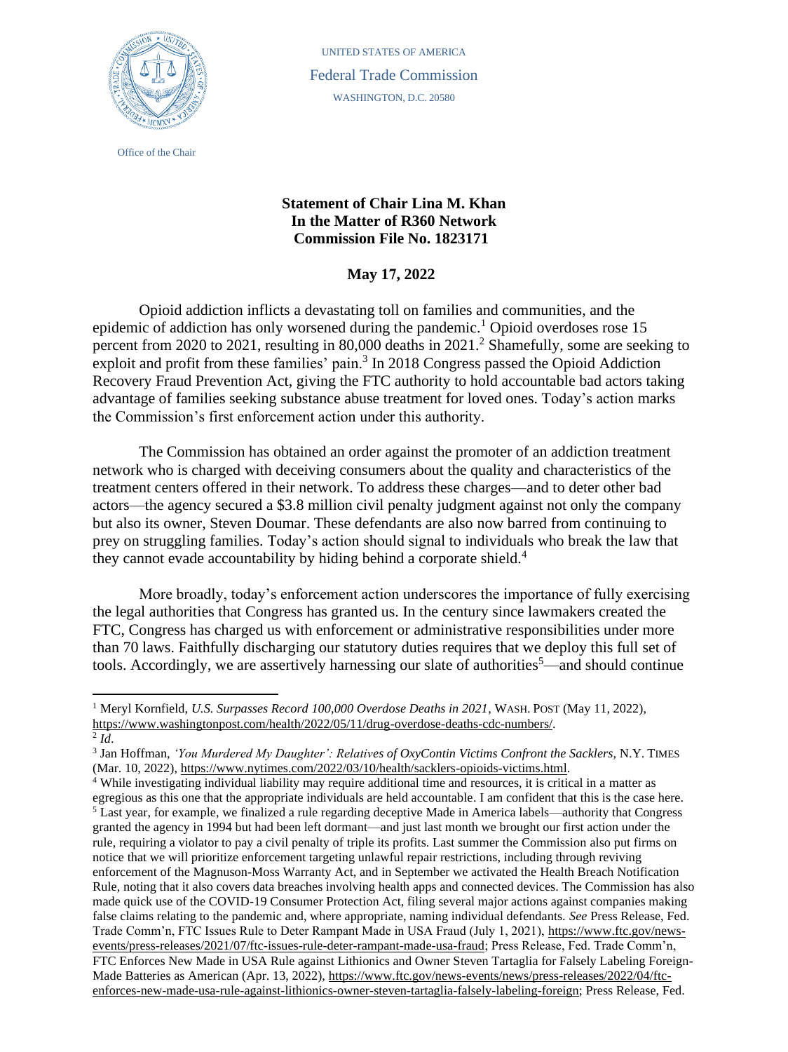UNITED STATES OF AMERICA

Federal Trade Commission

WASHINGTON, D.C. 20580

Office of the Chair

**Statement of Chair Lina M. Khan**
**In the Matter of R360 Network**
**Commission File No. 1823171**

**May 17, 2022**

Opioid addiction inflicts a devastating toll on families and communities, and the epidemic of addiction has only worsened during the pandemic.[1] Opioid overdoses rose 15 percent from 2020 to 2021, resulting in 80,000 deaths in 2021.[2] Shamefully, some are seeking to exploit and profit from these families' pain.[3] In 2018 Congress passed the Opioid Addiction Recovery Fraud Prevention Act, giving the FTC authority to hold accountable bad actors taking advantage of families seeking substance abuse treatment for loved ones. Today's action marks the Commission's first enforcement action under this authority.

The Commission has obtained an order against the promoter of an addiction treatment network who is charged with deceiving consumers about the quality and characteristics of the treatment centers offered in their network. To address these charges—and to deter other bad actors—the agency secured a $3.8 million civil penalty judgment against not only the company but also its owner, Steven Doumar. These defendants are also now barred from continuing to prey on struggling families. Today's action should signal to individuals who break the law that they cannot evade accountability by hiding behind a corporate shield.[4]

More broadly, today's enforcement action underscores the importance of fully exercising the legal authorities that Congress has granted us. In the century since lawmakers created the FTC, Congress has charged us with enforcement or administrative responsibilities under more than 70 laws. Faithfully discharging our statutory duties requires that we deploy this full set of tools. Accordingly, we are assertively harnessing our slate of authorities[5]—and should continue

---

[1] Meryl Kornfield, *U.S. Surpasses Record 100,000 Overdose Deaths in 2021*, WASH. POST (May 11, 2022), https://www.washingtonpost.com/health/2022/05/11/drug-overdose-deaths-cdc-numbers/.

[2] *Id*.

[3] Jan Hoffman, *'You Murdered My Daughter': Relatives of OxyContin Victims Confront the Sacklers*, N.Y. TIMES (Mar. 10, 2022), https://www.nytimes.com/2022/03/10/health/sacklers-opioids-victims.html.

[4] While investigating individual liability may require additional time and resources, it is critical in a matter as egregious as this one that the appropriate individuals are held accountable. I am confident that this is the case here.

[5] Last year, for example, we finalized a rule regarding deceptive Made in America labels—authority that Congress granted the agency in 1994 but had been left dormant—and just last month we brought our first action under the rule, requiring a violator to pay a civil penalty of triple its profits. Last summer the Commission also put firms on notice that we will prioritize enforcement targeting unlawful repair restrictions, including through reviving enforcement of the Magnuson-Moss Warranty Act, and in September we activated the Health Breach Notification Rule, noting that it also covers data breaches involving health apps and connected devices. The Commission has also made quick use of the COVID-19 Consumer Protection Act, filing several major actions against companies making false claims relating to the pandemic and, where appropriate, naming individual defendants. *See* Press Release, Fed. Trade Comm'n, FTC Issues Rule to Deter Rampant Made in USA Fraud (July 1, 2021), https://www.ftc.gov/news-events/press-releases/2021/07/ftc-issues-rule-deter-rampant-made-usa-fraud; Press Release, Fed. Trade Comm'n, FTC Enforces New Made in USA Rule against Lithionics and Owner Steven Tartaglia for Falsely Labeling Foreign-Made Batteries as American (Apr. 13, 2022), https://www.ftc.gov/news-events/news/press-releases/2022/04/ftc-enforces-new-made-usa-rule-against-lithionics-owner-steven-tartaglia-falsely-labeling-foreign; Press Release, Fed.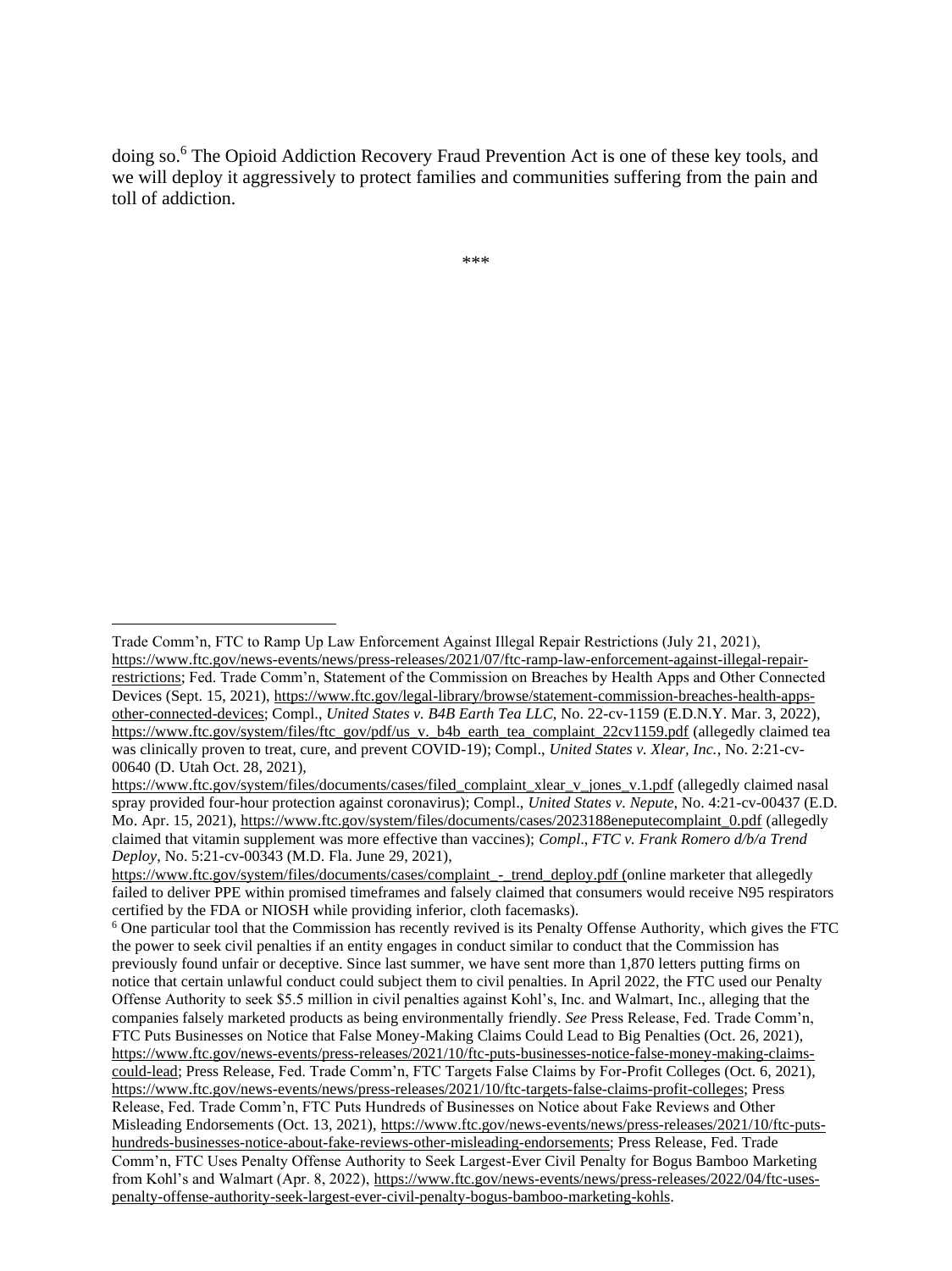doing so.[6] The Opioid Addiction Recovery Fraud Prevention Act is one of these key tools, and we will deploy it aggressively to protect families and communities suffering from the pain and toll of addiction.

***

---

Trade Comm'n, FTC to Ramp Up Law Enforcement Against Illegal Repair Restrictions (July 21, 2021), https://www.ftc.gov/news-events/news/press-releases/2021/07/ftc-ramp-law-enforcement-against-illegal-repair-restrictions; Fed. Trade Comm'n, Statement of the Commission on Breaches by Health Apps and Other Connected Devices (Sept. 15, 2021), https://www.ftc.gov/legal-library/browse/statement-commission-breaches-health-apps-other-connected-devices; Compl., *United States v. B4B Earth Tea LLC*, No. 22-cv-1159 (E.D.N.Y. Mar. 3, 2022), https://www.ftc.gov/system/files/ftc_gov/pdf/us_v._b4b_earth_tea_complaint_22cv1159.pdf (allegedly claimed tea was clinically proven to treat, cure, and prevent COVID-19); Compl., *United States v. Xlear, Inc.*, No. 2:21-cv-00640 (D. Utah Oct. 28, 2021), https://www.ftc.gov/system/files/documents/cases/filed_complaint_xlear_v_jones_v.1.pdf (allegedly claimed nasal spray provided four-hour protection against coronavirus); Compl., *United States v. Nepute*, No. 4:21-cv-00437 (E.D. Mo. Apr. 15, 2021), https://www.ftc.gov/system/files/documents/cases/2023188eneputecomplaint_0.pdf (allegedly claimed that vitamin supplement was more effective than vaccines); *Compl*., *FTC v. Frank Romero d/b/a Trend Deploy*, No. 5:21-cv-00343 (M.D. Fla. June 29, 2021), https://www.ftc.gov/system/files/documents/cases/complaint_-_trend_deploy.pdf (online marketer that allegedly failed to deliver PPE within promised timeframes and falsely claimed that consumers would receive N95 respirators certified by the FDA or NIOSH while providing inferior, cloth facemasks).

[6] One particular tool that the Commission has recently revived is its Penalty Offense Authority, which gives the FTC the power to seek civil penalties if an entity engages in conduct similar to conduct that the Commission has previously found unfair or deceptive. Since last summer, we have sent more than 1,870 letters putting firms on notice that certain unlawful conduct could subject them to civil penalties. In April 2022, the FTC used our Penalty Offense Authority to seek $5.5 million in civil penalties against Kohl's, Inc. and Walmart, Inc., alleging that the companies falsely marketed products as being environmentally friendly. *See* Press Release, Fed. Trade Comm'n, FTC Puts Businesses on Notice that False Money-Making Claims Could Lead to Big Penalties (Oct. 26, 2021), https://www.ftc.gov/news-events/press-releases/2021/10/ftc-puts-businesses-notice-false-money-making-claims-could-lead; Press Release, Fed. Trade Comm'n, FTC Targets False Claims by For-Profit Colleges (Oct. 6, 2021), https://www.ftc.gov/news-events/news/press-releases/2021/10/ftc-targets-false-claims-profit-colleges; Press Release, Fed. Trade Comm'n, FTC Puts Hundreds of Businesses on Notice about Fake Reviews and Other Misleading Endorsements (Oct. 13, 2021), https://www.ftc.gov/news-events/news/press-releases/2021/10/ftc-puts-hundreds-businesses-notice-about-fake-reviews-other-misleading-endorsements; Press Release, Fed. Trade Comm'n, FTC Uses Penalty Offense Authority to Seek Largest-Ever Civil Penalty for Bogus Bamboo Marketing from Kohl's and Walmart (Apr. 8, 2022), https://www.ftc.gov/news-events/news/press-releases/2022/04/ftc-uses-penalty-offense-authority-seek-largest-ever-civil-penalty-bogus-bamboo-marketing-kohls.